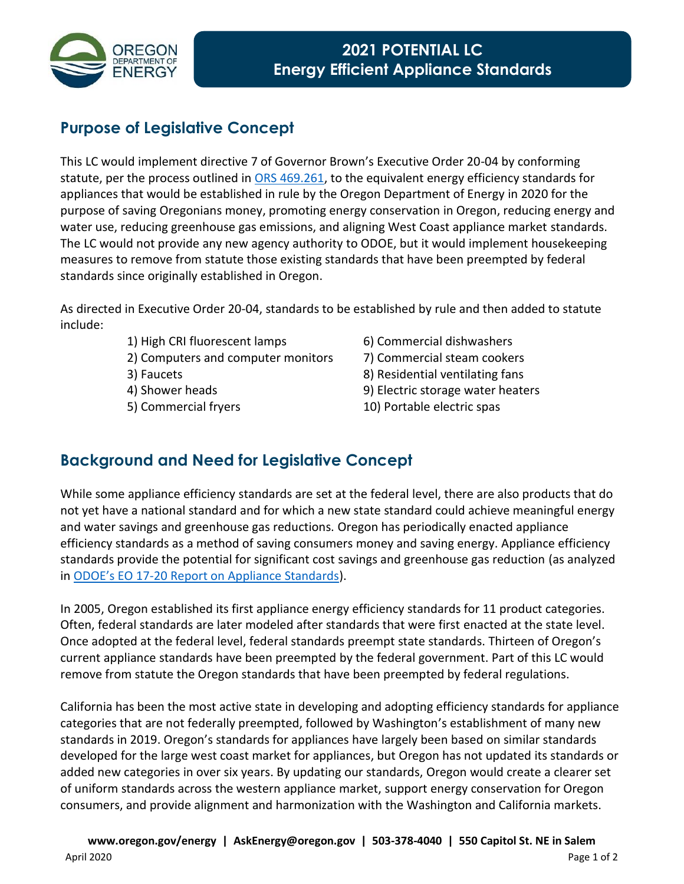# 2021 POTENTIAL LC
# Energy Efficient Appliance Standards

## Purpose of Legislative Concept

This LC would implement directive 7 of Governor Brown's Executive Order 20-04 by conforming statute, per the process outlined in [ORS 469.261](), to the equivalent energy efficiency standards for appliances that would be established in rule by the Oregon Department of Energy in 2020 for the purpose of saving Oregonians money, promoting energy conservation in Oregon, reducing energy and water use, reducing greenhouse gas emissions, and aligning West Coast appliance market standards. The LC would not provide any new agency authority to ODOE, but it would implement housekeeping measures to remove from statute those existing standards that have been preempted by federal standards since originally established in Oregon.

As directed in Executive Order 20-04, standards to be established by rule and then added to statute include:

1) High CRI fluorescent lamps
2) Computers and computer monitors
3) Faucets
4) Shower heads
5) Commercial fryers
6) Commercial dishwashers
7) Commercial steam cookers
8) Residential ventilating fans
9) Electric storage water heaters
10) Portable electric spas

## Background and Need for Legislative Concept

While some appliance efficiency standards are set at the federal level, there are also products that do not yet have a national standard and for which a new state standard could achieve meaningful energy and water savings and greenhouse gas reductions. Oregon has periodically enacted appliance efficiency standards as a method of saving consumers money and saving energy. Appliance efficiency standards provide the potential for significant cost savings and greenhouse gas reduction (as analyzed in [ODOE's EO 17-20 Report on Appliance Standards]()).

In 2005, Oregon established its first appliance energy efficiency standards for 11 product categories. Often, federal standards are later modeled after standards that were first enacted at the state level. Once adopted at the federal level, federal standards preempt state standards. Thirteen of Oregon's current appliance standards have been preempted by the federal government. Part of this LC would remove from statute the Oregon standards that have been preempted by federal regulations.

California has been the most active state in developing and adopting efficiency standards for appliance categories that are not federally preempted, followed by Washington's establishment of many new standards in 2019. Oregon's standards for appliances have largely been based on similar standards developed for the large west coast market for appliances, but Oregon has not updated its standards or added new categories in over six years. By updating our standards, Oregon would create a clearer set of uniform standards across the western appliance market, support energy conservation for Oregon consumers, and provide alignment and harmonization with the Washington and California markets.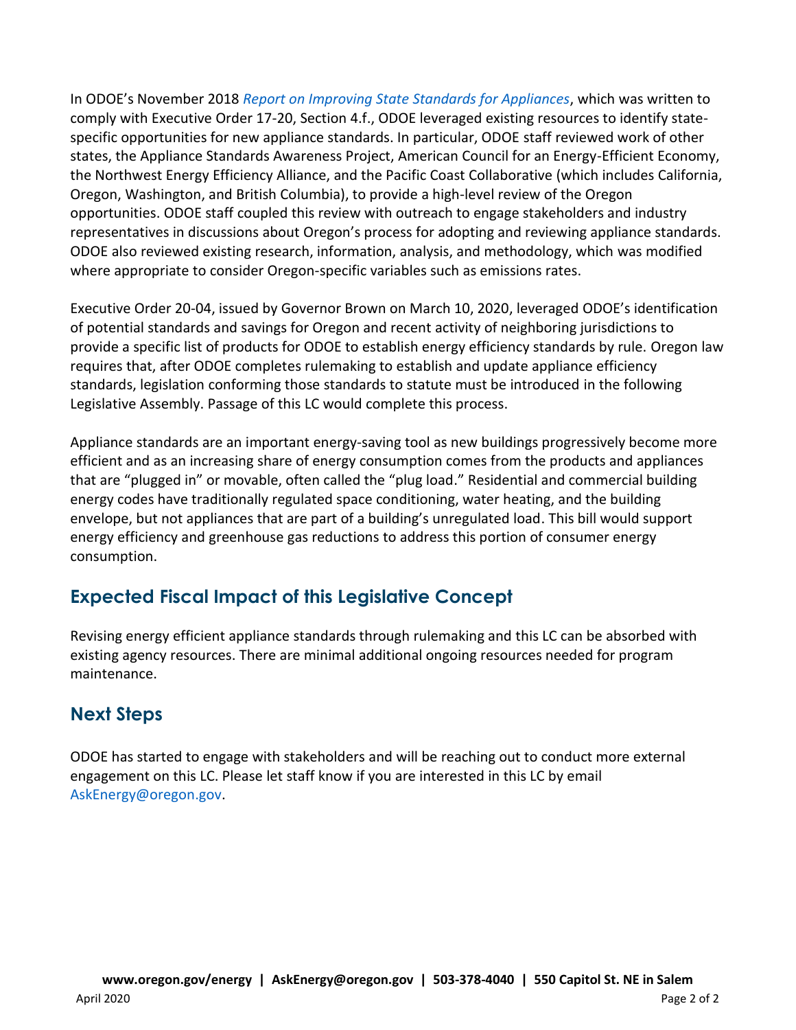In ODOE's November 2018 *Report on Improving State Standards for Appliances*, which was written to comply with Executive Order 17-20, Section 4.f., ODOE leveraged existing resources to identify state-specific opportunities for new appliance standards. In particular, ODOE staff reviewed work of other states, the Appliance Standards Awareness Project, American Council for an Energy-Efficient Economy, the Northwest Energy Efficiency Alliance, and the Pacific Coast Collaborative (which includes California, Oregon, Washington, and British Columbia), to provide a high-level review of the Oregon opportunities. ODOE staff coupled this review with outreach to engage stakeholders and industry representatives in discussions about Oregon's process for adopting and reviewing appliance standards. ODOE also reviewed existing research, information, analysis, and methodology, which was modified where appropriate to consider Oregon-specific variables such as emissions rates.

Executive Order 20-04, issued by Governor Brown on March 10, 2020, leveraged ODOE's identification of potential standards and savings for Oregon and recent activity of neighboring jurisdictions to provide a specific list of products for ODOE to establish energy efficiency standards by rule. Oregon law requires that, after ODOE completes rulemaking to establish and update appliance efficiency standards, legislation conforming those standards to statute must be introduced in the following Legislative Assembly. Passage of this LC would complete this process.

Appliance standards are an important energy-saving tool as new buildings progressively become more efficient and as an increasing share of energy consumption comes from the products and appliances that are "plugged in" or movable, often called the "plug load." Residential and commercial building energy codes have traditionally regulated space conditioning, water heating, and the building envelope, but not appliances that are part of a building's unregulated load. This bill would support energy efficiency and greenhouse gas reductions to address this portion of consumer energy consumption.

## Expected Fiscal Impact of this Legislative Concept

Revising energy efficient appliance standards through rulemaking and this LC can be absorbed with existing agency resources. There are minimal additional ongoing resources needed for program maintenance.

## Next Steps

ODOE has started to engage with stakeholders and will be reaching out to conduct more external engagement on this LC. Please let staff know if you are interested in this LC by email AskEnergy@oregon.gov.